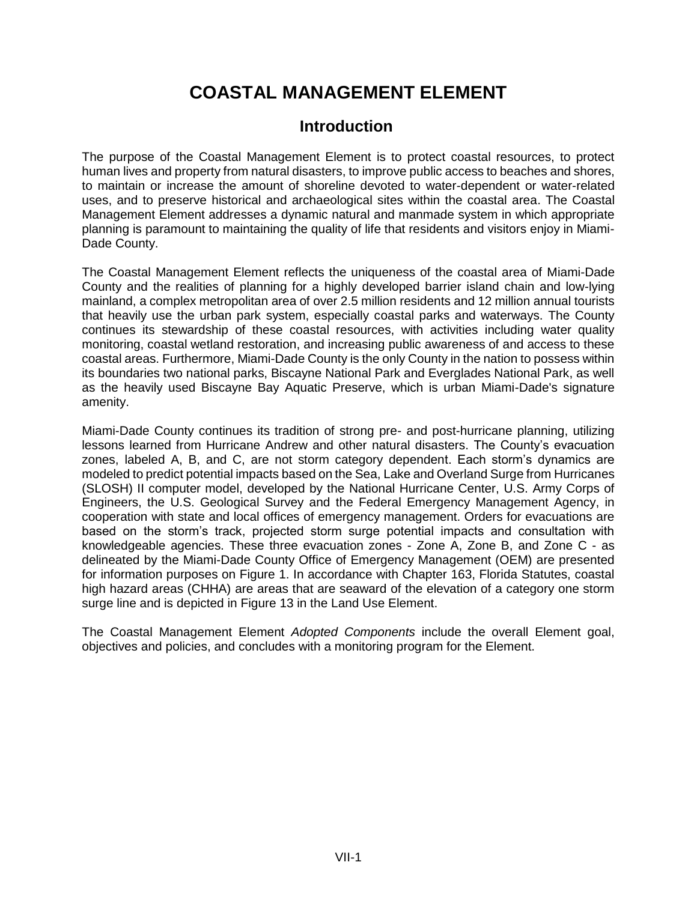# COASTAL MANAGEMENT ELEMENT

## Introduction

The purpose of the Coastal Management Element is to protect coastal resources, to protect human lives and property from natural disasters, to improve public access to beaches and shores, to maintain or increase the amount of shoreline devoted to water-dependent or water-related uses, and to preserve historical and archaeological sites within the coastal area. The Coastal Management Element addresses a dynamic natural and manmade system in which appropriate planning is paramount to maintaining the quality of life that residents and visitors enjoy in Miami-Dade County.

The Coastal Management Element reflects the uniqueness of the coastal area of Miami-Dade County and the realities of planning for a highly developed barrier island chain and low-lying mainland, a complex metropolitan area of over 2.5 million residents and 12 million annual tourists that heavily use the urban park system, especially coastal parks and waterways. The County continues its stewardship of these coastal resources, with activities including water quality monitoring, coastal wetland restoration, and increasing public awareness of and access to these coastal areas. Furthermore, Miami-Dade County is the only County in the nation to possess within its boundaries two national parks, Biscayne National Park and Everglades National Park, as well as the heavily used Biscayne Bay Aquatic Preserve, which is urban Miami-Dade's signature amenity.

Miami-Dade County continues its tradition of strong pre- and post-hurricane planning, utilizing lessons learned from Hurricane Andrew and other natural disasters. The County's evacuation zones, labeled A, B, and C, are not storm category dependent. Each storm's dynamics are modeled to predict potential impacts based on the Sea, Lake and Overland Surge from Hurricanes (SLOSH) II computer model, developed by the National Hurricane Center, U.S. Army Corps of Engineers, the U.S. Geological Survey and the Federal Emergency Management Agency, in cooperation with state and local offices of emergency management. Orders for evacuations are based on the storm's track, projected storm surge potential impacts and consultation with knowledgeable agencies. These three evacuation zones - Zone A, Zone B, and Zone C - as delineated by the Miami-Dade County Office of Emergency Management (OEM) are presented for information purposes on Figure 1. In accordance with Chapter 163, Florida Statutes, coastal high hazard areas (CHHA) are areas that are seaward of the elevation of a category one storm surge line and is depicted in Figure 13 in the Land Use Element.

The Coastal Management Element *Adopted Components* include the overall Element goal, objectives and policies, and concludes with a monitoring program for the Element.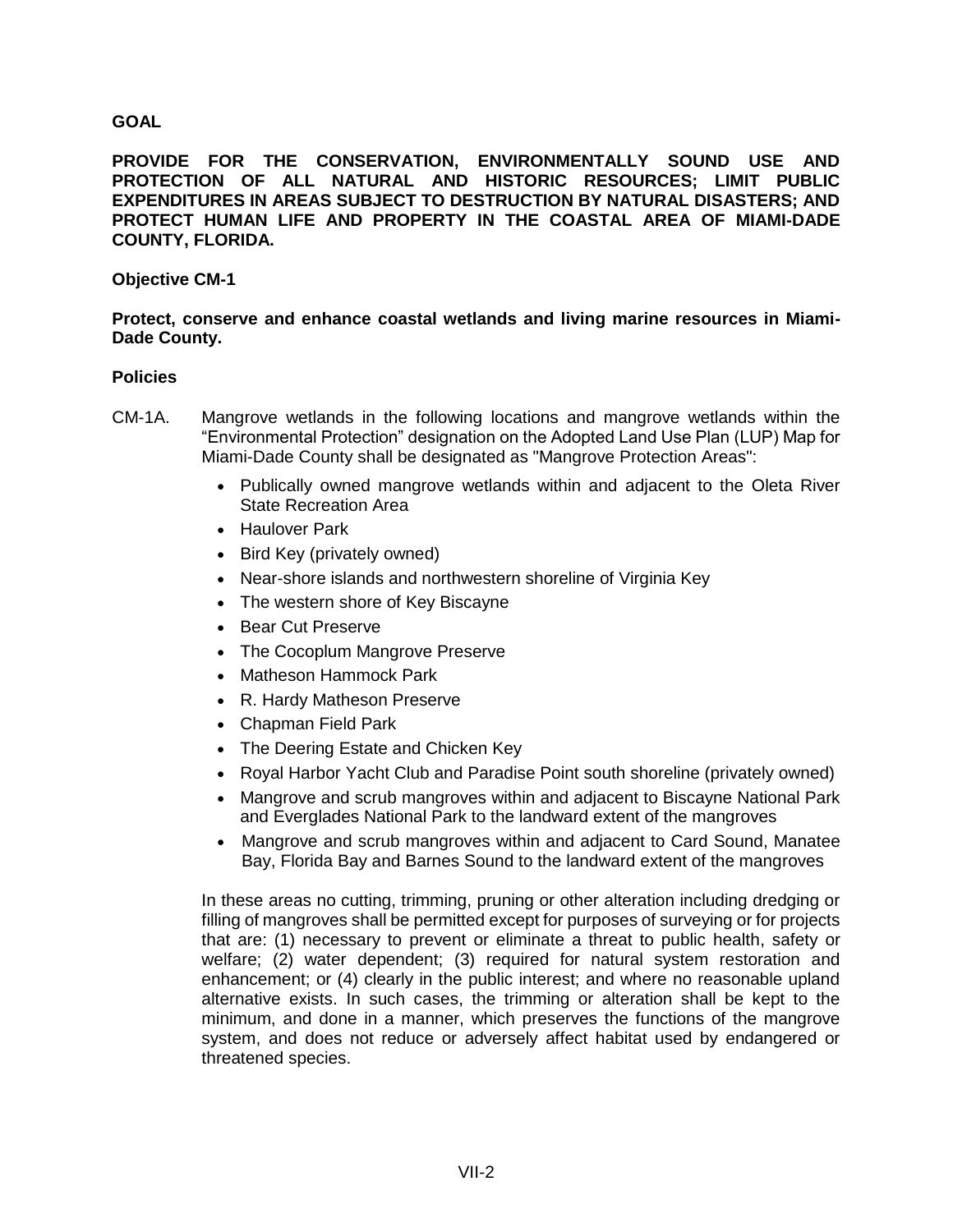**GOAL**

**PROVIDE FOR THE CONSERVATION, ENVIRONMENTALLY SOUND USE AND PROTECTION OF ALL NATURAL AND HISTORIC RESOURCES; LIMIT PUBLIC EXPENDITURES IN AREAS SUBJECT TO DESTRUCTION BY NATURAL DISASTERS; AND PROTECT HUMAN LIFE AND PROPERTY IN THE COASTAL AREA OF MIAMI-DADE COUNTY, FLORIDA.**

**Objective CM-1**

**Protect, conserve and enhance coastal wetlands and living marine resources in Miami-Dade County.**

**Policies**

CM-1A. Mangrove wetlands in the following locations and mangrove wetlands within the "Environmental Protection" designation on the Adopted Land Use Plan (LUP) Map for Miami-Dade County shall be designated as "Mangrove Protection Areas":

- Publically owned mangrove wetlands within and adjacent to the Oleta River State Recreation Area
- Haulover Park
- Bird Key (privately owned)
- Near-shore islands and northwestern shoreline of Virginia Key
- The western shore of Key Biscayne
- Bear Cut Preserve
- The Cocoplum Mangrove Preserve
- Matheson Hammock Park
- R. Hardy Matheson Preserve
- Chapman Field Park
- The Deering Estate and Chicken Key
- Royal Harbor Yacht Club and Paradise Point south shoreline (privately owned)
- Mangrove and scrub mangroves within and adjacent to Biscayne National Park and Everglades National Park to the landward extent of the mangroves
- Mangrove and scrub mangroves within and adjacent to Card Sound, Manatee Bay, Florida Bay and Barnes Sound to the landward extent of the mangroves

In these areas no cutting, trimming, pruning or other alteration including dredging or filling of mangroves shall be permitted except for purposes of surveying or for projects that are: (1) necessary to prevent or eliminate a threat to public health, safety or welfare; (2) water dependent; (3) required for natural system restoration and enhancement; or (4) clearly in the public interest; and where no reasonable upland alternative exists. In such cases, the trimming or alteration shall be kept to the minimum, and done in a manner, which preserves the functions of the mangrove system, and does not reduce or adversely affect habitat used by endangered or threatened species.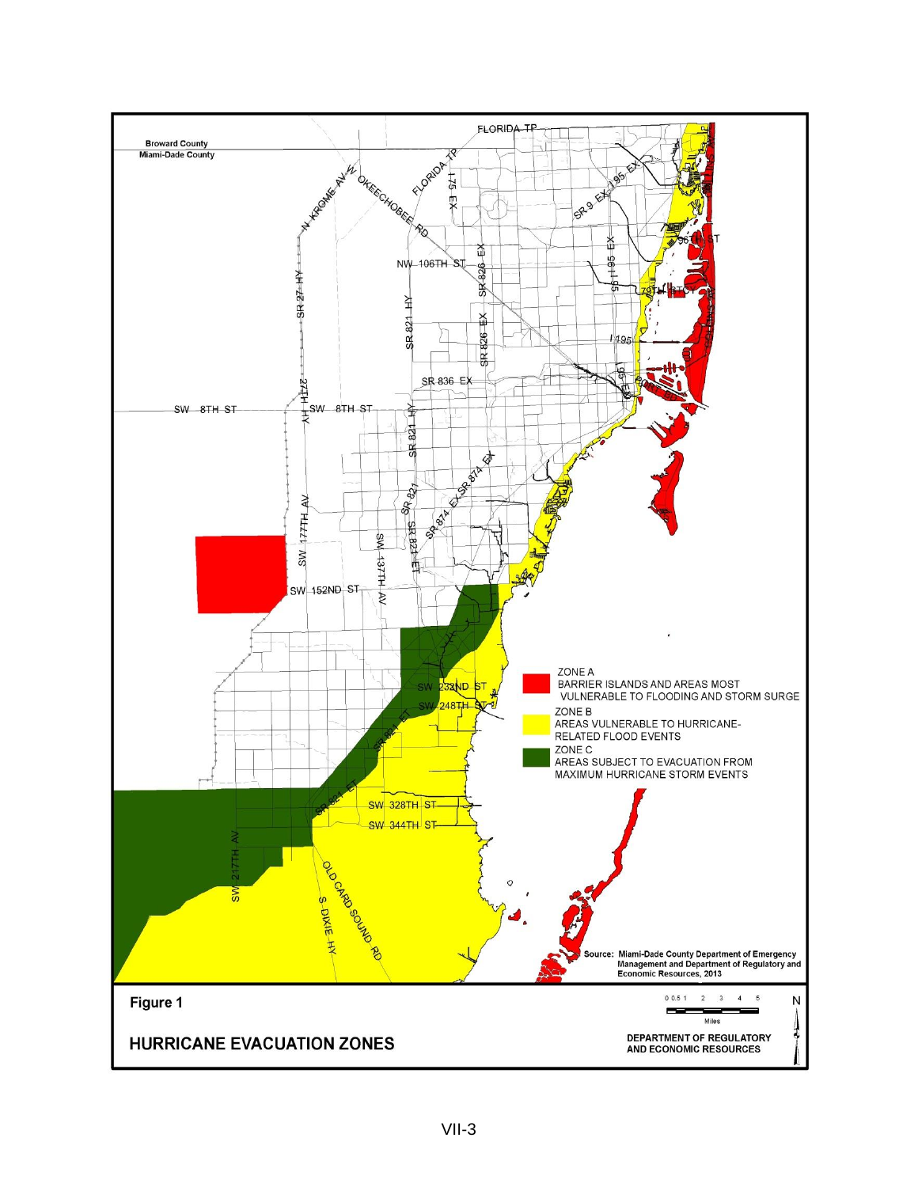**Figure 1**

**HURRICANE EVACUATION ZONES**

ZONE A
BARRIER ISLANDS AND AREAS MOST VULNERABLE TO FLOODING AND STORM SURGE

ZONE B
AREAS VULNERABLE TO HURRICANE-RELATED FLOOD EVENTS

ZONE C
AREAS SUBJECT TO EVACUATION FROM MAXIMUM HURRICANE STORM EVENTS

Source: Miami-Dade County Department of Emergency Management and Department of Regulatory and Economic Resources, 2013

DEPARTMENT OF REGULATORY AND ECONOMIC RESOURCES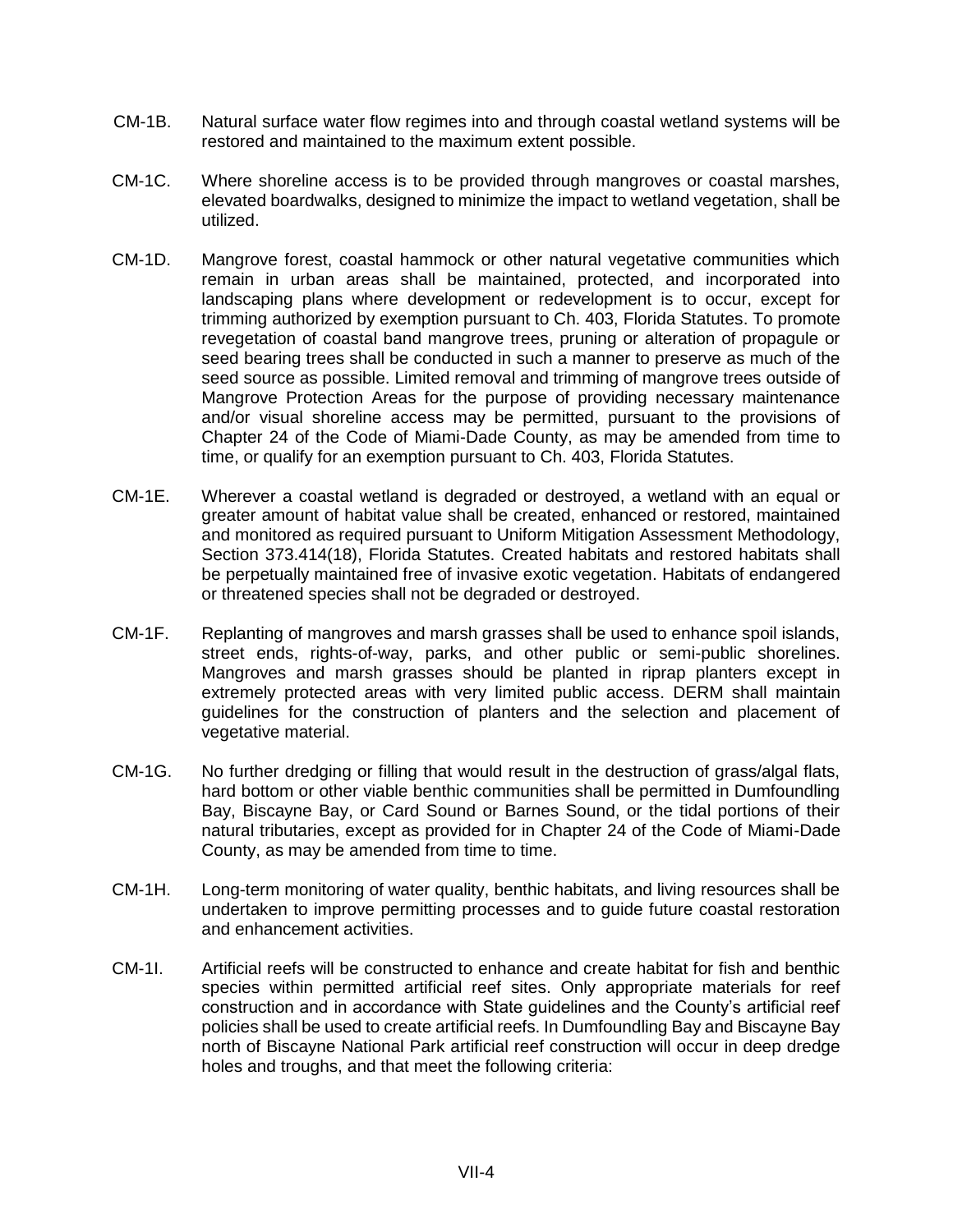CM-1B. Natural surface water flow regimes into and through coastal wetland systems will be restored and maintained to the maximum extent possible.

CM-1C. Where shoreline access is to be provided through mangroves or coastal marshes, elevated boardwalks, designed to minimize the impact to wetland vegetation, shall be utilized.

CM-1D. Mangrove forest, coastal hammock or other natural vegetative communities which remain in urban areas shall be maintained, protected, and incorporated into landscaping plans where development or redevelopment is to occur, except for trimming authorized by exemption pursuant to Ch. 403, Florida Statutes. To promote revegetation of coastal band mangrove trees, pruning or alteration of propagule or seed bearing trees shall be conducted in such a manner to preserve as much of the seed source as possible. Limited removal and trimming of mangrove trees outside of Mangrove Protection Areas for the purpose of providing necessary maintenance and/or visual shoreline access may be permitted, pursuant to the provisions of Chapter 24 of the Code of Miami-Dade County, as may be amended from time to time, or qualify for an exemption pursuant to Ch. 403, Florida Statutes.

CM-1E. Wherever a coastal wetland is degraded or destroyed, a wetland with an equal or greater amount of habitat value shall be created, enhanced or restored, maintained and monitored as required pursuant to Uniform Mitigation Assessment Methodology, Section 373.414(18), Florida Statutes. Created habitats and restored habitats shall be perpetually maintained free of invasive exotic vegetation. Habitats of endangered or threatened species shall not be degraded or destroyed.

CM-1F. Replanting of mangroves and marsh grasses shall be used to enhance spoil islands, street ends, rights-of-way, parks, and other public or semi-public shorelines. Mangroves and marsh grasses should be planted in riprap planters except in extremely protected areas with very limited public access. DERM shall maintain guidelines for the construction of planters and the selection and placement of vegetative material.

CM-1G. No further dredging or filling that would result in the destruction of grass/algal flats, hard bottom or other viable benthic communities shall be permitted in Dumfoundling Bay, Biscayne Bay, or Card Sound or Barnes Sound, or the tidal portions of their natural tributaries, except as provided for in Chapter 24 of the Code of Miami-Dade County, as may be amended from time to time.

CM-1H. Long-term monitoring of water quality, benthic habitats, and living resources shall be undertaken to improve permitting processes and to guide future coastal restoration and enhancement activities.

CM-1I. Artificial reefs will be constructed to enhance and create habitat for fish and benthic species within permitted artificial reef sites. Only appropriate materials for reef construction and in accordance with State guidelines and the County's artificial reef policies shall be used to create artificial reefs. In Dumfoundling Bay and Biscayne Bay north of Biscayne National Park artificial reef construction will occur in deep dredge holes and troughs, and that meet the following criteria: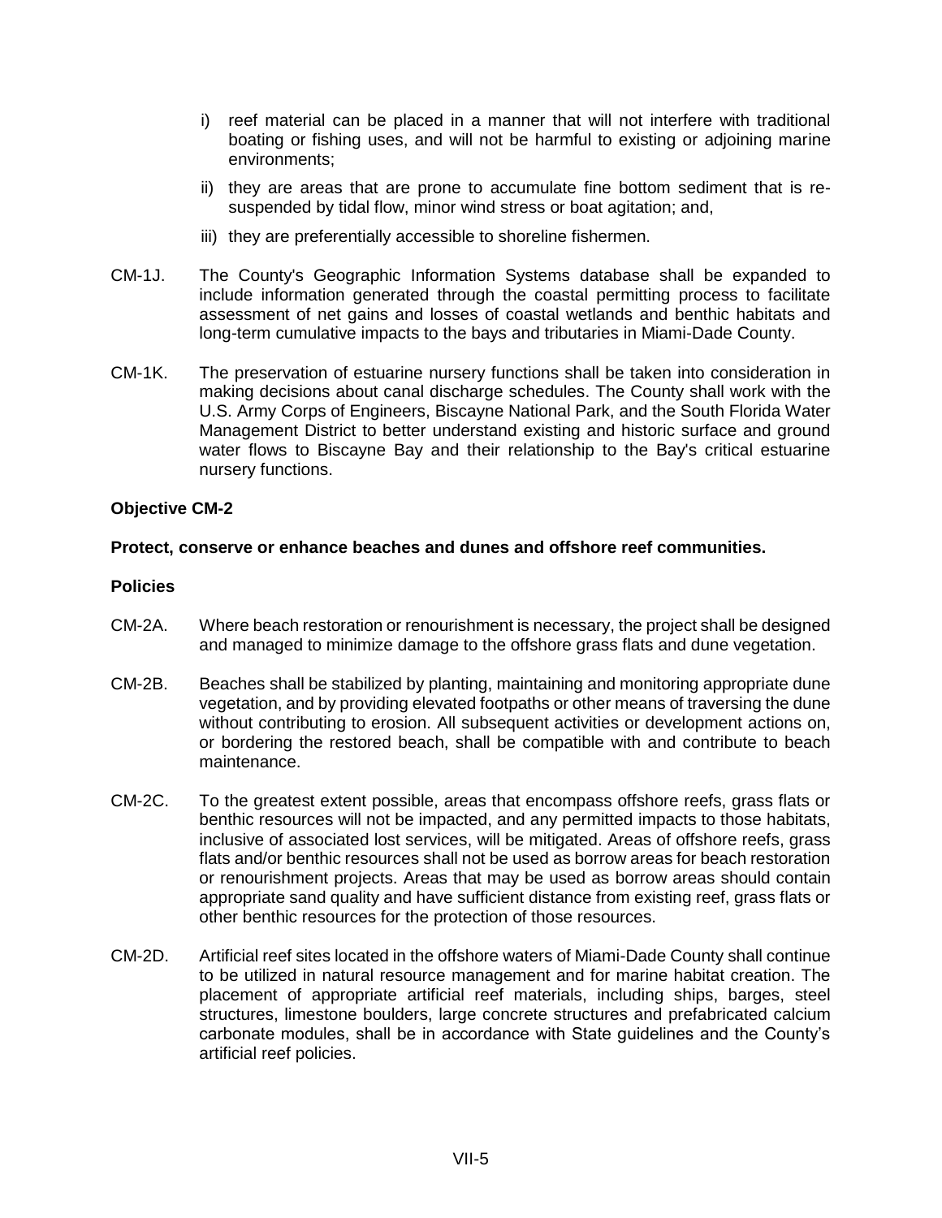i) reef material can be placed in a manner that will not interfere with traditional boating or fishing uses, and will not be harmful to existing or adjoining marine environments;

ii) they are areas that are prone to accumulate fine bottom sediment that is re-suspended by tidal flow, minor wind stress or boat agitation; and,

iii) they are preferentially accessible to shoreline fishermen.

CM-1J. The County's Geographic Information Systems database shall be expanded to include information generated through the coastal permitting process to facilitate assessment of net gains and losses of coastal wetlands and benthic habitats and long-term cumulative impacts to the bays and tributaries in Miami-Dade County.

CM-1K. The preservation of estuarine nursery functions shall be taken into consideration in making decisions about canal discharge schedules. The County shall work with the U.S. Army Corps of Engineers, Biscayne National Park, and the South Florida Water Management District to better understand existing and historic surface and ground water flows to Biscayne Bay and their relationship to the Bay's critical estuarine nursery functions.

**Objective CM-2**

**Protect, conserve or enhance beaches and dunes and offshore reef communities.**

**Policies**

CM-2A. Where beach restoration or renourishment is necessary, the project shall be designed and managed to minimize damage to the offshore grass flats and dune vegetation.

CM-2B. Beaches shall be stabilized by planting, maintaining and monitoring appropriate dune vegetation, and by providing elevated footpaths or other means of traversing the dune without contributing to erosion. All subsequent activities or development actions on, or bordering the restored beach, shall be compatible with and contribute to beach maintenance.

CM-2C. To the greatest extent possible, areas that encompass offshore reefs, grass flats or benthic resources will not be impacted, and any permitted impacts to those habitats, inclusive of associated lost services, will be mitigated. Areas of offshore reefs, grass flats and/or benthic resources shall not be used as borrow areas for beach restoration or renourishment projects. Areas that may be used as borrow areas should contain appropriate sand quality and have sufficient distance from existing reef, grass flats or other benthic resources for the protection of those resources.

CM-2D. Artificial reef sites located in the offshore waters of Miami-Dade County shall continue to be utilized in natural resource management and for marine habitat creation. The placement of appropriate artificial reef materials, including ships, barges, steel structures, limestone boulders, large concrete structures and prefabricated calcium carbonate modules, shall be in accordance with State guidelines and the County's artificial reef policies.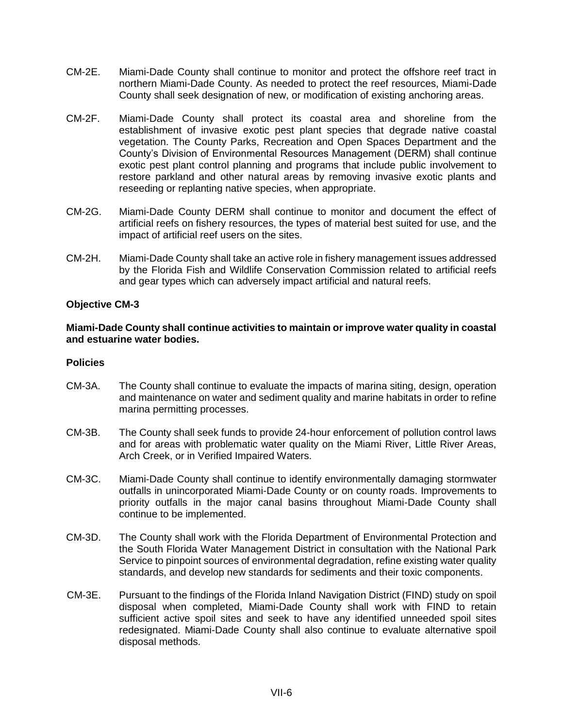CM-2E. Miami-Dade County shall continue to monitor and protect the offshore reef tract in northern Miami-Dade County. As needed to protect the reef resources, Miami-Dade County shall seek designation of new, or modification of existing anchoring areas.

CM-2F. Miami-Dade County shall protect its coastal area and shoreline from the establishment of invasive exotic pest plant species that degrade native coastal vegetation. The County Parks, Recreation and Open Spaces Department and the County's Division of Environmental Resources Management (DERM) shall continue exotic pest plant control planning and programs that include public involvement to restore parkland and other natural areas by removing invasive exotic plants and reseeding or replanting native species, when appropriate.

CM-2G. Miami-Dade County DERM shall continue to monitor and document the effect of artificial reefs on fishery resources, the types of material best suited for use, and the impact of artificial reef users on the sites.

CM-2H. Miami-Dade County shall take an active role in fishery management issues addressed by the Florida Fish and Wildlife Conservation Commission related to artificial reefs and gear types which can adversely impact artificial and natural reefs.

### Objective CM-3

**Miami-Dade County shall continue activities to maintain or improve water quality in coastal and estuarine water bodies.**

### Policies

CM-3A. The County shall continue to evaluate the impacts of marina siting, design, operation and maintenance on water and sediment quality and marine habitats in order to refine marina permitting processes.

CM-3B. The County shall seek funds to provide 24-hour enforcement of pollution control laws and for areas with problematic water quality on the Miami River, Little River Areas, Arch Creek, or in Verified Impaired Waters.

CM-3C. Miami-Dade County shall continue to identify environmentally damaging stormwater outfalls in unincorporated Miami-Dade County or on county roads. Improvements to priority outfalls in the major canal basins throughout Miami-Dade County shall continue to be implemented.

CM-3D. The County shall work with the Florida Department of Environmental Protection and the South Florida Water Management District in consultation with the National Park Service to pinpoint sources of environmental degradation, refine existing water quality standards, and develop new standards for sediments and their toxic components.

CM-3E. Pursuant to the findings of the Florida Inland Navigation District (FIND) study on spoil disposal when completed, Miami-Dade County shall work with FIND to retain sufficient active spoil sites and seek to have any identified unneeded spoil sites redesignated. Miami-Dade County shall also continue to evaluate alternative spoil disposal methods.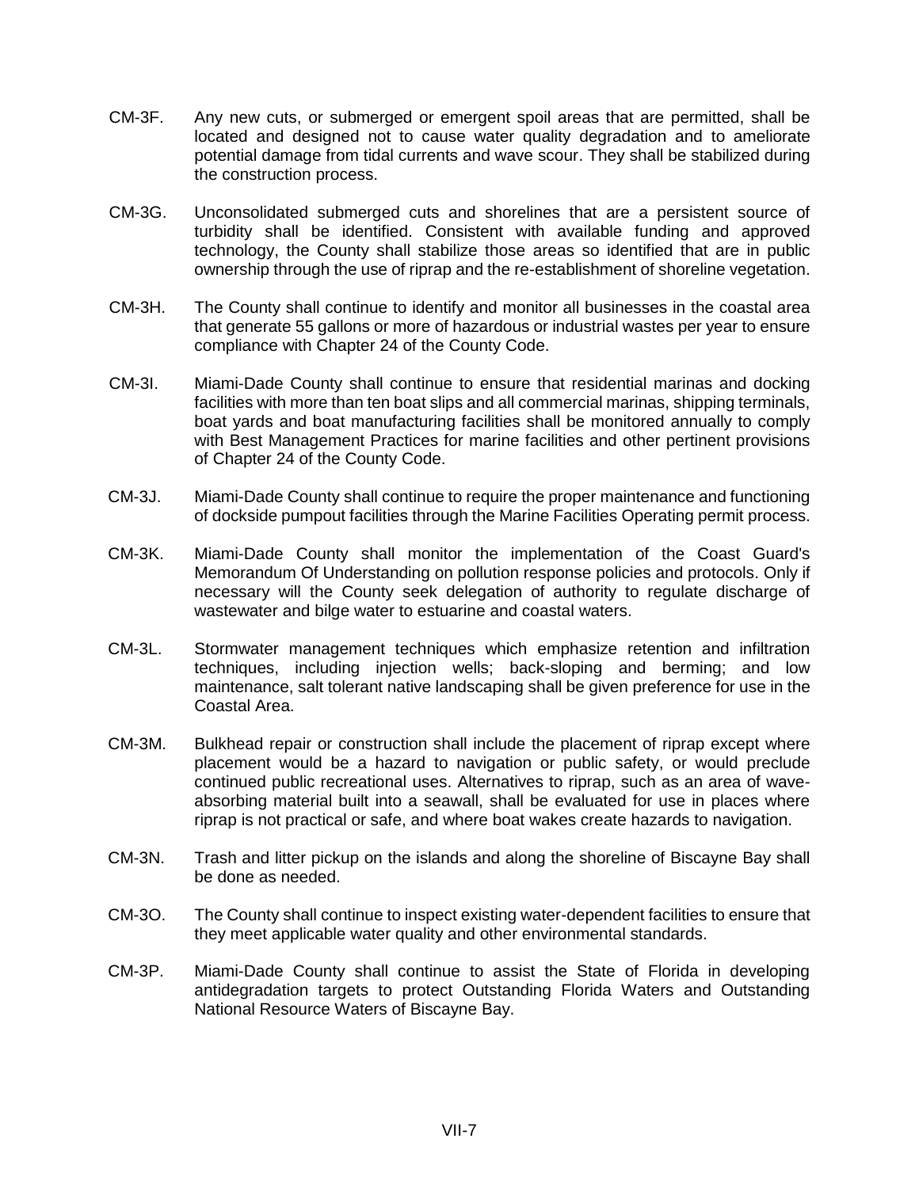CM-3F. Any new cuts, or submerged or emergent spoil areas that are permitted, shall be located and designed not to cause water quality degradation and to ameliorate potential damage from tidal currents and wave scour. They shall be stabilized during the construction process.

CM-3G. Unconsolidated submerged cuts and shorelines that are a persistent source of turbidity shall be identified. Consistent with available funding and approved technology, the County shall stabilize those areas so identified that are in public ownership through the use of riprap and the re-establishment of shoreline vegetation.

CM-3H. The County shall continue to identify and monitor all businesses in the coastal area that generate 55 gallons or more of hazardous or industrial wastes per year to ensure compliance with Chapter 24 of the County Code.

CM-3I. Miami-Dade County shall continue to ensure that residential marinas and docking facilities with more than ten boat slips and all commercial marinas, shipping terminals, boat yards and boat manufacturing facilities shall be monitored annually to comply with Best Management Practices for marine facilities and other pertinent provisions of Chapter 24 of the County Code.

CM-3J. Miami-Dade County shall continue to require the proper maintenance and functioning of dockside pumpout facilities through the Marine Facilities Operating permit process.

CM-3K. Miami-Dade County shall monitor the implementation of the Coast Guard's Memorandum Of Understanding on pollution response policies and protocols. Only if necessary will the County seek delegation of authority to regulate discharge of wastewater and bilge water to estuarine and coastal waters.

CM-3L. Stormwater management techniques which emphasize retention and infiltration techniques, including injection wells; back-sloping and berming; and low maintenance, salt tolerant native landscaping shall be given preference for use in the Coastal Area.

CM-3M. Bulkhead repair or construction shall include the placement of riprap except where placement would be a hazard to navigation or public safety, or would preclude continued public recreational uses. Alternatives to riprap, such as an area of wave-absorbing material built into a seawall, shall be evaluated for use in places where riprap is not practical or safe, and where boat wakes create hazards to navigation.

CM-3N. Trash and litter pickup on the islands and along the shoreline of Biscayne Bay shall be done as needed.

CM-3O. The County shall continue to inspect existing water-dependent facilities to ensure that they meet applicable water quality and other environmental standards.

CM-3P. Miami-Dade County shall continue to assist the State of Florida in developing antidegradation targets to protect Outstanding Florida Waters and Outstanding National Resource Waters of Biscayne Bay.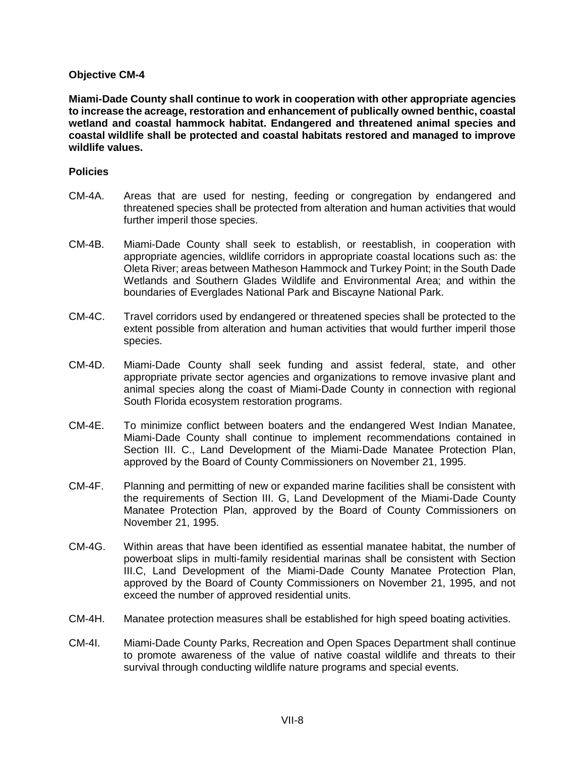**Objective CM-4**

**Miami-Dade County shall continue to work in cooperation with other appropriate agencies to increase the acreage, restoration and enhancement of publically owned benthic, coastal wetland and coastal hammock habitat. Endangered and threatened animal species and coastal wildlife shall be protected and coastal habitats restored and managed to improve wildlife values.**

**Policies**

CM-4A. Areas that are used for nesting, feeding or congregation by endangered and threatened species shall be protected from alteration and human activities that would further imperil those species.

CM-4B. Miami-Dade County shall seek to establish, or reestablish, in cooperation with appropriate agencies, wildlife corridors in appropriate coastal locations such as: the Oleta River; areas between Matheson Hammock and Turkey Point; in the South Dade Wetlands and Southern Glades Wildlife and Environmental Area; and within the boundaries of Everglades National Park and Biscayne National Park.

CM-4C. Travel corridors used by endangered or threatened species shall be protected to the extent possible from alteration and human activities that would further imperil those species.

CM-4D. Miami-Dade County shall seek funding and assist federal, state, and other appropriate private sector agencies and organizations to remove invasive plant and animal species along the coast of Miami-Dade County in connection with regional South Florida ecosystem restoration programs.

CM-4E. To minimize conflict between boaters and the endangered West Indian Manatee, Miami-Dade County shall continue to implement recommendations contained in Section III. C., Land Development of the Miami-Dade Manatee Protection Plan, approved by the Board of County Commissioners on November 21, 1995.

CM-4F. Planning and permitting of new or expanded marine facilities shall be consistent with the requirements of Section III. G, Land Development of the Miami-Dade County Manatee Protection Plan, approved by the Board of County Commissioners on November 21, 1995.

CM-4G. Within areas that have been identified as essential manatee habitat, the number of powerboat slips in multi-family residential marinas shall be consistent with Section III.C, Land Development of the Miami-Dade County Manatee Protection Plan, approved by the Board of County Commissioners on November 21, 1995, and not exceed the number of approved residential units.

CM-4H. Manatee protection measures shall be established for high speed boating activities.

CM-4I. Miami-Dade County Parks, Recreation and Open Spaces Department shall continue to promote awareness of the value of native coastal wildlife and threats to their survival through conducting wildlife nature programs and special events.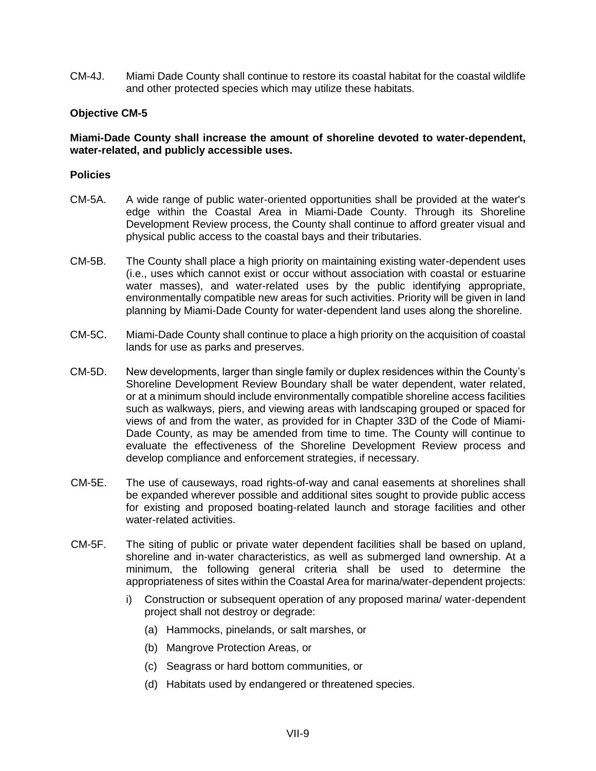CM-4J. Miami Dade County shall continue to restore its coastal habitat for the coastal wildlife and other protected species which may utilize these habitats.

**Objective CM-5**

**Miami-Dade County shall increase the amount of shoreline devoted to water-dependent, water-related, and publicly accessible uses.**

**Policies**

CM-5A. A wide range of public water-oriented opportunities shall be provided at the water's edge within the Coastal Area in Miami-Dade County. Through its Shoreline Development Review process, the County shall continue to afford greater visual and physical public access to the coastal bays and their tributaries.

CM-5B. The County shall place a high priority on maintaining existing water-dependent uses (i.e., uses which cannot exist or occur without association with coastal or estuarine water masses), and water-related uses by the public identifying appropriate, environmentally compatible new areas for such activities. Priority will be given in land planning by Miami-Dade County for water-dependent land uses along the shoreline.

CM-5C. Miami-Dade County shall continue to place a high priority on the acquisition of coastal lands for use as parks and preserves.

CM-5D. New developments, larger than single family or duplex residences within the County's Shoreline Development Review Boundary shall be water dependent, water related, or at a minimum should include environmentally compatible shoreline access facilities such as walkways, piers, and viewing areas with landscaping grouped or spaced for views of and from the water, as provided for in Chapter 33D of the Code of Miami-Dade County, as may be amended from time to time. The County will continue to evaluate the effectiveness of the Shoreline Development Review process and develop compliance and enforcement strategies, if necessary.

CM-5E. The use of causeways, road rights-of-way and canal easements at shorelines shall be expanded wherever possible and additional sites sought to provide public access for existing and proposed boating-related launch and storage facilities and other water-related activities.

CM-5F. The siting of public or private water dependent facilities shall be based on upland, shoreline and in-water characteristics, as well as submerged land ownership. At a minimum, the following general criteria shall be used to determine the appropriateness of sites within the Coastal Area for marina/water-dependent projects:

i) Construction or subsequent operation of any proposed marina/ water-dependent project shall not destroy or degrade:

(a) Hammocks, pinelands, or salt marshes, or

(b) Mangrove Protection Areas, or

(c) Seagrass or hard bottom communities, or

(d) Habitats used by endangered or threatened species.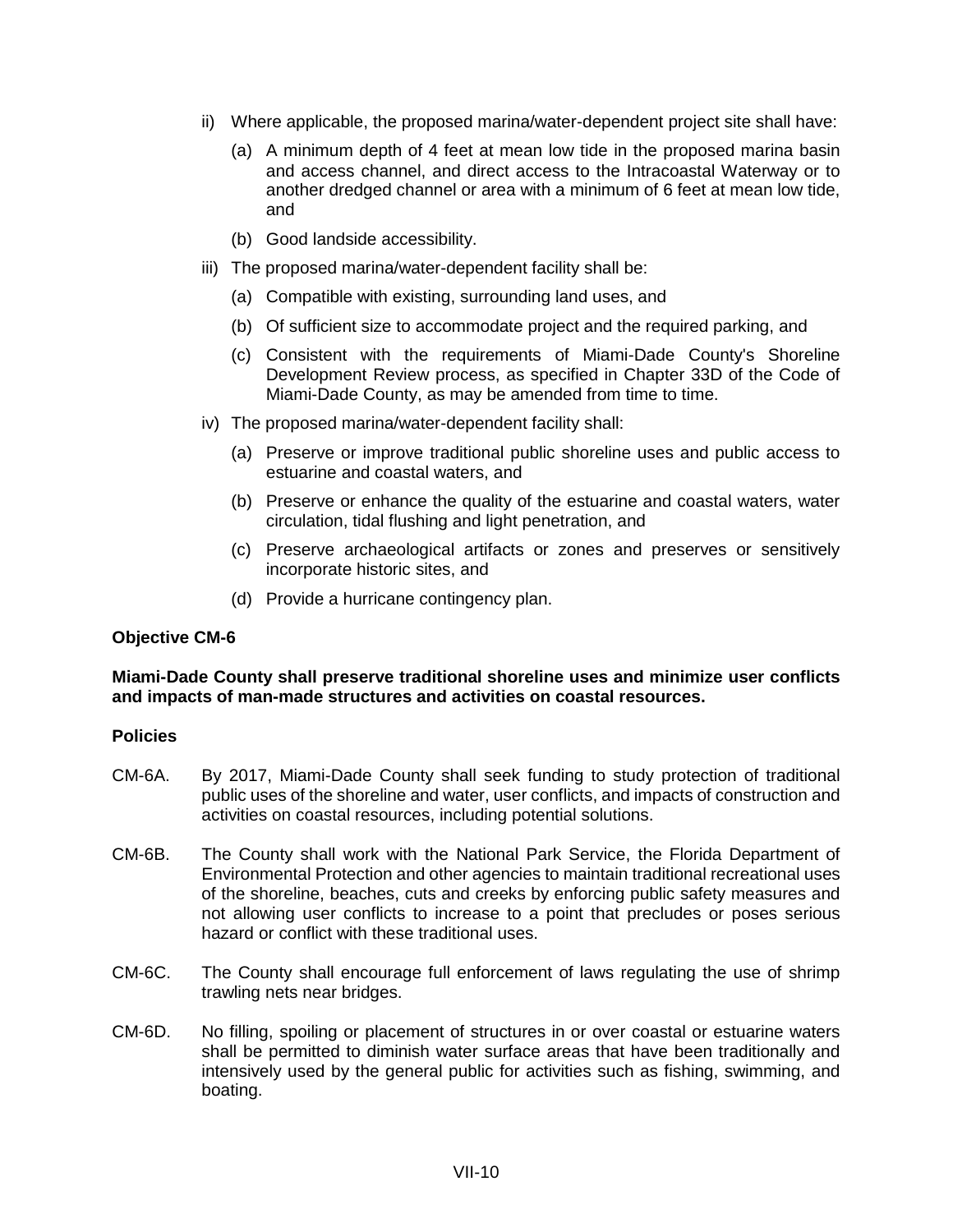ii) Where applicable, the proposed marina/water-dependent project site shall have:

   (a) A minimum depth of 4 feet at mean low tide in the proposed marina basin and access channel, and direct access to the Intracoastal Waterway or to another dredged channel or area with a minimum of 6 feet at mean low tide, and

   (b) Good landside accessibility.

iii) The proposed marina/water-dependent facility shall be:

   (a) Compatible with existing, surrounding land uses, and

   (b) Of sufficient size to accommodate project and the required parking, and

   (c) Consistent with the requirements of Miami-Dade County's Shoreline Development Review process, as specified in Chapter 33D of the Code of Miami-Dade County, as may be amended from time to time.

iv) The proposed marina/water-dependent facility shall:

   (a) Preserve or improve traditional public shoreline uses and public access to estuarine and coastal waters, and

   (b) Preserve or enhance the quality of the estuarine and coastal waters, water circulation, tidal flushing and light penetration, and

   (c) Preserve archaeological artifacts or zones and preserves or sensitively incorporate historic sites, and

   (d) Provide a hurricane contingency plan.

**Objective CM-6**

**Miami-Dade County shall preserve traditional shoreline uses and minimize user conflicts and impacts of man-made structures and activities on coastal resources.**

**Policies**

CM-6A. By 2017, Miami-Dade County shall seek funding to study protection of traditional public uses of the shoreline and water, user conflicts, and impacts of construction and activities on coastal resources, including potential solutions.

CM-6B. The County shall work with the National Park Service, the Florida Department of Environmental Protection and other agencies to maintain traditional recreational uses of the shoreline, beaches, cuts and creeks by enforcing public safety measures and not allowing user conflicts to increase to a point that precludes or poses serious hazard or conflict with these traditional uses.

CM-6C. The County shall encourage full enforcement of laws regulating the use of shrimp trawling nets near bridges.

CM-6D. No filling, spoiling or placement of structures in or over coastal or estuarine waters shall be permitted to diminish water surface areas that have been traditionally and intensively used by the general public for activities such as fishing, swimming, and boating.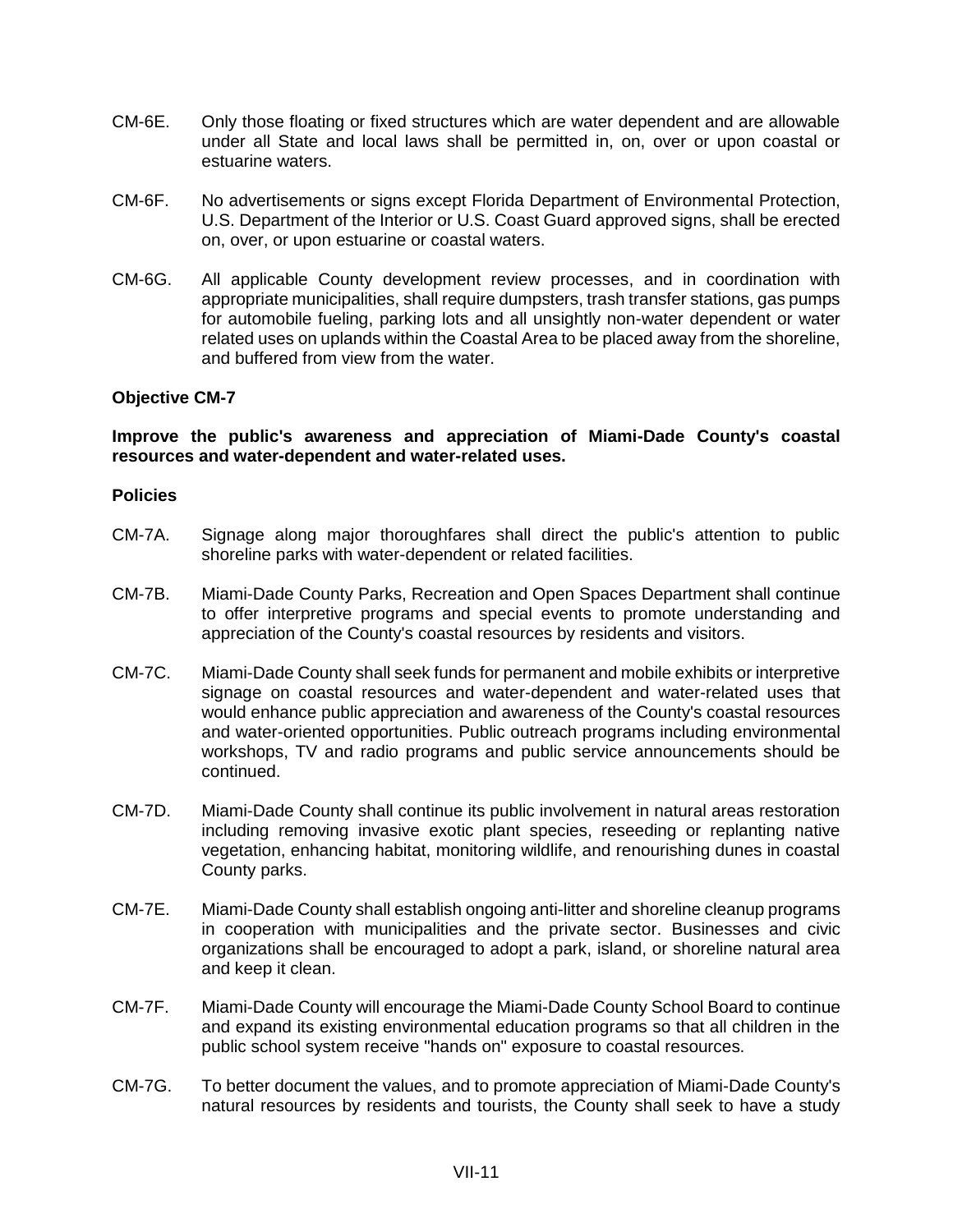CM-6E. Only those floating or fixed structures which are water dependent and are allowable under all State and local laws shall be permitted in, on, over or upon coastal or estuarine waters.

CM-6F. No advertisements or signs except Florida Department of Environmental Protection, U.S. Department of the Interior or U.S. Coast Guard approved signs, shall be erected on, over, or upon estuarine or coastal waters.

CM-6G. All applicable County development review processes, and in coordination with appropriate municipalities, shall require dumpsters, trash transfer stations, gas pumps for automobile fueling, parking lots and all unsightly non-water dependent or water related uses on uplands within the Coastal Area to be placed away from the shoreline, and buffered from view from the water.

**Objective CM-7**

**Improve the public's awareness and appreciation of Miami-Dade County's coastal resources and water-dependent and water-related uses.**

**Policies**

CM-7A. Signage along major thoroughfares shall direct the public's attention to public shoreline parks with water-dependent or related facilities.

CM-7B. Miami-Dade County Parks, Recreation and Open Spaces Department shall continue to offer interpretive programs and special events to promote understanding and appreciation of the County's coastal resources by residents and visitors.

CM-7C. Miami-Dade County shall seek funds for permanent and mobile exhibits or interpretive signage on coastal resources and water-dependent and water-related uses that would enhance public appreciation and awareness of the County's coastal resources and water-oriented opportunities. Public outreach programs including environmental workshops, TV and radio programs and public service announcements should be continued.

CM-7D. Miami-Dade County shall continue its public involvement in natural areas restoration including removing invasive exotic plant species, reseeding or replanting native vegetation, enhancing habitat, monitoring wildlife, and renourishing dunes in coastal County parks.

CM-7E. Miami-Dade County shall establish ongoing anti-litter and shoreline cleanup programs in cooperation with municipalities and the private sector. Businesses and civic organizations shall be encouraged to adopt a park, island, or shoreline natural area and keep it clean.

CM-7F. Miami-Dade County will encourage the Miami-Dade County School Board to continue and expand its existing environmental education programs so that all children in the public school system receive "hands on" exposure to coastal resources.

CM-7G. To better document the values, and to promote appreciation of Miami-Dade County's natural resources by residents and tourists, the County shall seek to have a study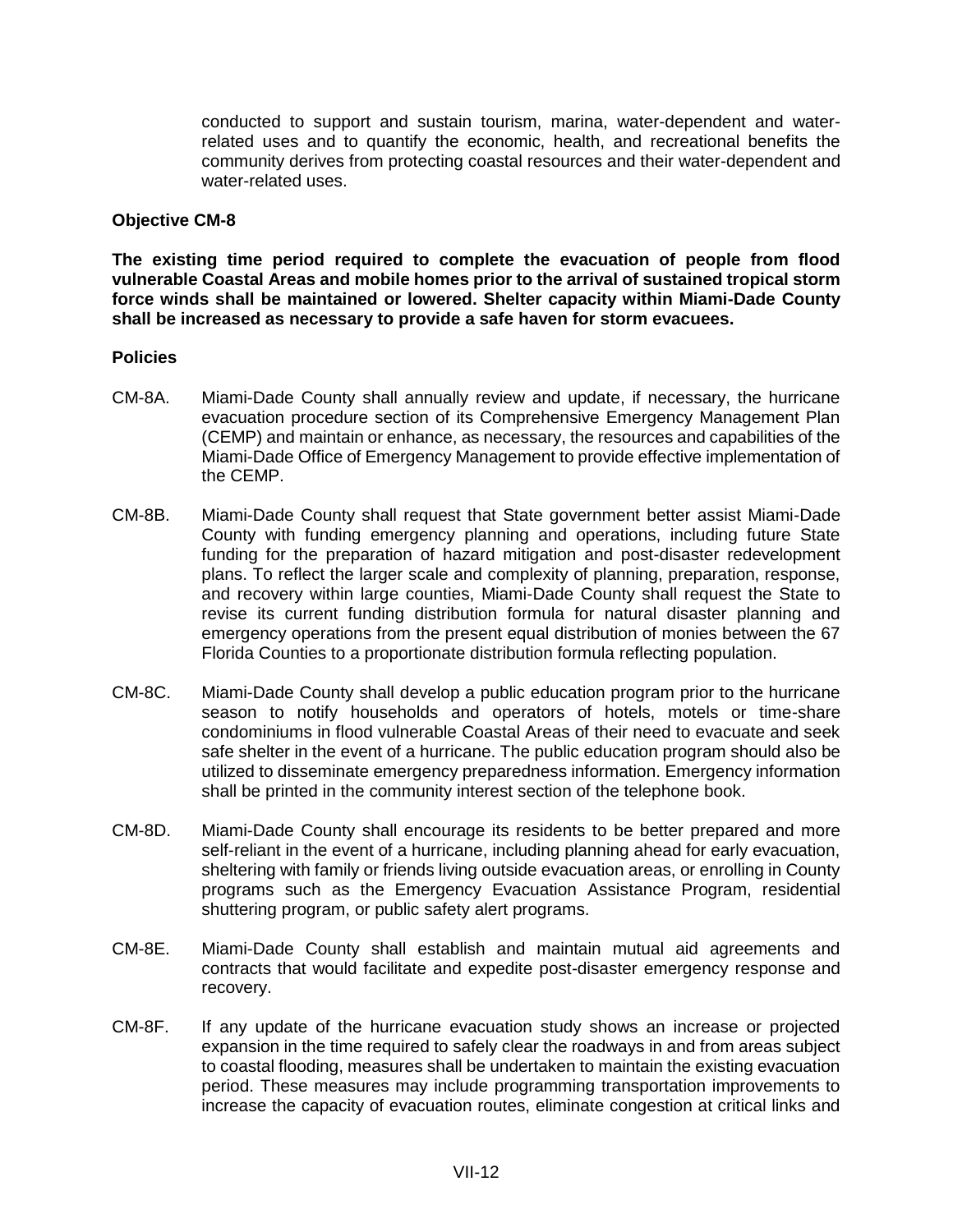conducted to support and sustain tourism, marina, water-dependent and water-related uses and to quantify the economic, health, and recreational benefits the community derives from protecting coastal resources and their water-dependent and water-related uses.

**Objective CM-8**

**The existing time period required to complete the evacuation of people from flood vulnerable Coastal Areas and mobile homes prior to the arrival of sustained tropical storm force winds shall be maintained or lowered. Shelter capacity within Miami-Dade County shall be increased as necessary to provide a safe haven for storm evacuees.**

**Policies**

CM-8A. Miami-Dade County shall annually review and update, if necessary, the hurricane evacuation procedure section of its Comprehensive Emergency Management Plan (CEMP) and maintain or enhance, as necessary, the resources and capabilities of the Miami-Dade Office of Emergency Management to provide effective implementation of the CEMP.

CM-8B. Miami-Dade County shall request that State government better assist Miami-Dade County with funding emergency planning and operations, including future State funding for the preparation of hazard mitigation and post-disaster redevelopment plans. To reflect the larger scale and complexity of planning, preparation, response, and recovery within large counties, Miami-Dade County shall request the State to revise its current funding distribution formula for natural disaster planning and emergency operations from the present equal distribution of monies between the 67 Florida Counties to a proportionate distribution formula reflecting population.

CM-8C. Miami-Dade County shall develop a public education program prior to the hurricane season to notify households and operators of hotels, motels or time-share condominiums in flood vulnerable Coastal Areas of their need to evacuate and seek safe shelter in the event of a hurricane. The public education program should also be utilized to disseminate emergency preparedness information. Emergency information shall be printed in the community interest section of the telephone book.

CM-8D. Miami-Dade County shall encourage its residents to be better prepared and more self-reliant in the event of a hurricane, including planning ahead for early evacuation, sheltering with family or friends living outside evacuation areas, or enrolling in County programs such as the Emergency Evacuation Assistance Program, residential shuttering program, or public safety alert programs.

CM-8E. Miami-Dade County shall establish and maintain mutual aid agreements and contracts that would facilitate and expedite post-disaster emergency response and recovery.

CM-8F. If any update of the hurricane evacuation study shows an increase or projected expansion in the time required to safely clear the roadways in and from areas subject to coastal flooding, measures shall be undertaken to maintain the existing evacuation period. These measures may include programming transportation improvements to increase the capacity of evacuation routes, eliminate congestion at critical links and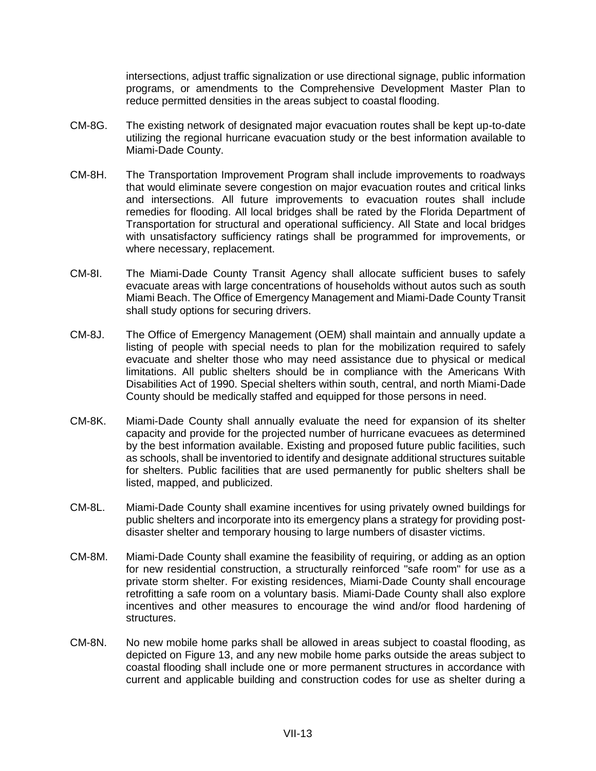intersections, adjust traffic signalization or use directional signage, public information programs, or amendments to the Comprehensive Development Master Plan to reduce permitted densities in the areas subject to coastal flooding.

CM-8G. The existing network of designated major evacuation routes shall be kept up-to-date utilizing the regional hurricane evacuation study or the best information available to Miami-Dade County.

CM-8H. The Transportation Improvement Program shall include improvements to roadways that would eliminate severe congestion on major evacuation routes and critical links and intersections. All future improvements to evacuation routes shall include remedies for flooding. All local bridges shall be rated by the Florida Department of Transportation for structural and operational sufficiency. All State and local bridges with unsatisfactory sufficiency ratings shall be programmed for improvements, or where necessary, replacement.

CM-8I. The Miami-Dade County Transit Agency shall allocate sufficient buses to safely evacuate areas with large concentrations of households without autos such as south Miami Beach. The Office of Emergency Management and Miami-Dade County Transit shall study options for securing drivers.

CM-8J. The Office of Emergency Management (OEM) shall maintain and annually update a listing of people with special needs to plan for the mobilization required to safely evacuate and shelter those who may need assistance due to physical or medical limitations. All public shelters should be in compliance with the Americans With Disabilities Act of 1990. Special shelters within south, central, and north Miami-Dade County should be medically staffed and equipped for those persons in need.

CM-8K. Miami-Dade County shall annually evaluate the need for expansion of its shelter capacity and provide for the projected number of hurricane evacuees as determined by the best information available. Existing and proposed future public facilities, such as schools, shall be inventoried to identify and designate additional structures suitable for shelters. Public facilities that are used permanently for public shelters shall be listed, mapped, and publicized.

CM-8L. Miami-Dade County shall examine incentives for using privately owned buildings for public shelters and incorporate into its emergency plans a strategy for providing post-disaster shelter and temporary housing to large numbers of disaster victims.

CM-8M. Miami-Dade County shall examine the feasibility of requiring, or adding as an option for new residential construction, a structurally reinforced "safe room" for use as a private storm shelter. For existing residences, Miami-Dade County shall encourage retrofitting a safe room on a voluntary basis. Miami-Dade County shall also explore incentives and other measures to encourage the wind and/or flood hardening of structures.

CM-8N. No new mobile home parks shall be allowed in areas subject to coastal flooding, as depicted on Figure 13, and any new mobile home parks outside the areas subject to coastal flooding shall include one or more permanent structures in accordance with current and applicable building and construction codes for use as shelter during a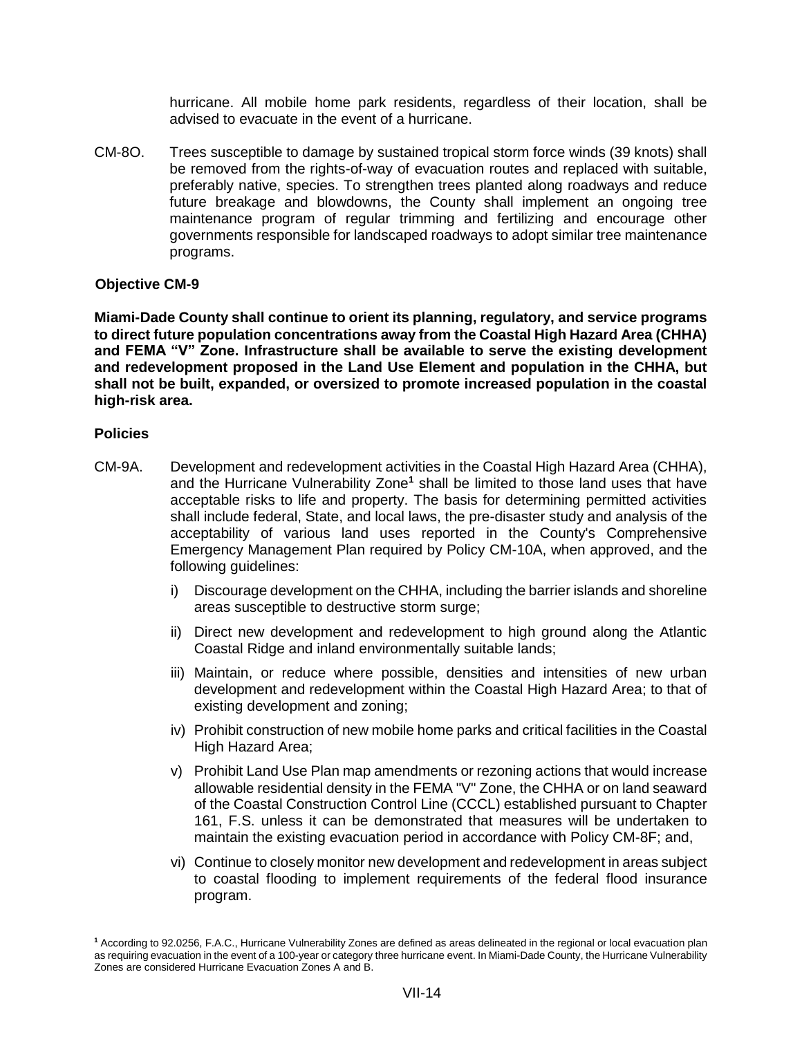hurricane. All mobile home park residents, regardless of their location, shall be advised to evacuate in the event of a hurricane.

CM-8O. Trees susceptible to damage by sustained tropical storm force winds (39 knots) shall be removed from the rights-of-way of evacuation routes and replaced with suitable, preferably native, species. To strengthen trees planted along roadways and reduce future breakage and blowdowns, the County shall implement an ongoing tree maintenance program of regular trimming and fertilizing and encourage other governments responsible for landscaped roadways to adopt similar tree maintenance programs.

**Objective CM-9**

**Miami-Dade County shall continue to orient its planning, regulatory, and service programs to direct future population concentrations away from the Coastal High Hazard Area (CHHA) and FEMA "V" Zone. Infrastructure shall be available to serve the existing development and redevelopment proposed in the Land Use Element and population in the CHHA, but shall not be built, expanded, or oversized to promote increased population in the coastal high-risk area.**

**Policies**

CM-9A. Development and redevelopment activities in the Coastal High Hazard Area (CHHA), and the Hurricane Vulnerability Zone[1] shall be limited to those land uses that have acceptable risks to life and property. The basis for determining permitted activities shall include federal, State, and local laws, the pre-disaster study and analysis of the acceptability of various land uses reported in the County's Comprehensive Emergency Management Plan required by Policy CM-10A, when approved, and the following guidelines:

i) Discourage development on the CHHA, including the barrier islands and shoreline areas susceptible to destructive storm surge;

ii) Direct new development and redevelopment to high ground along the Atlantic Coastal Ridge and inland environmentally suitable lands;

iii) Maintain, or reduce where possible, densities and intensities of new urban development and redevelopment within the Coastal High Hazard Area; to that of existing development and zoning;

iv) Prohibit construction of new mobile home parks and critical facilities in the Coastal High Hazard Area;

v) Prohibit Land Use Plan map amendments or rezoning actions that would increase allowable residential density in the FEMA "V" Zone, the CHHA or on land seaward of the Coastal Construction Control Line (CCCL) established pursuant to Chapter 161, F.S. unless it can be demonstrated that measures will be undertaken to maintain the existing evacuation period in accordance with Policy CM-8F; and,

vi) Continue to closely monitor new development and redevelopment in areas subject to coastal flooding to implement requirements of the federal flood insurance program.

[1] According to 92.0256, F.A.C., Hurricane Vulnerability Zones are defined as areas delineated in the regional or local evacuation plan as requiring evacuation in the event of a 100-year or category three hurricane event. In Miami-Dade County, the Hurricane Vulnerability Zones are considered Hurricane Evacuation Zones A and B.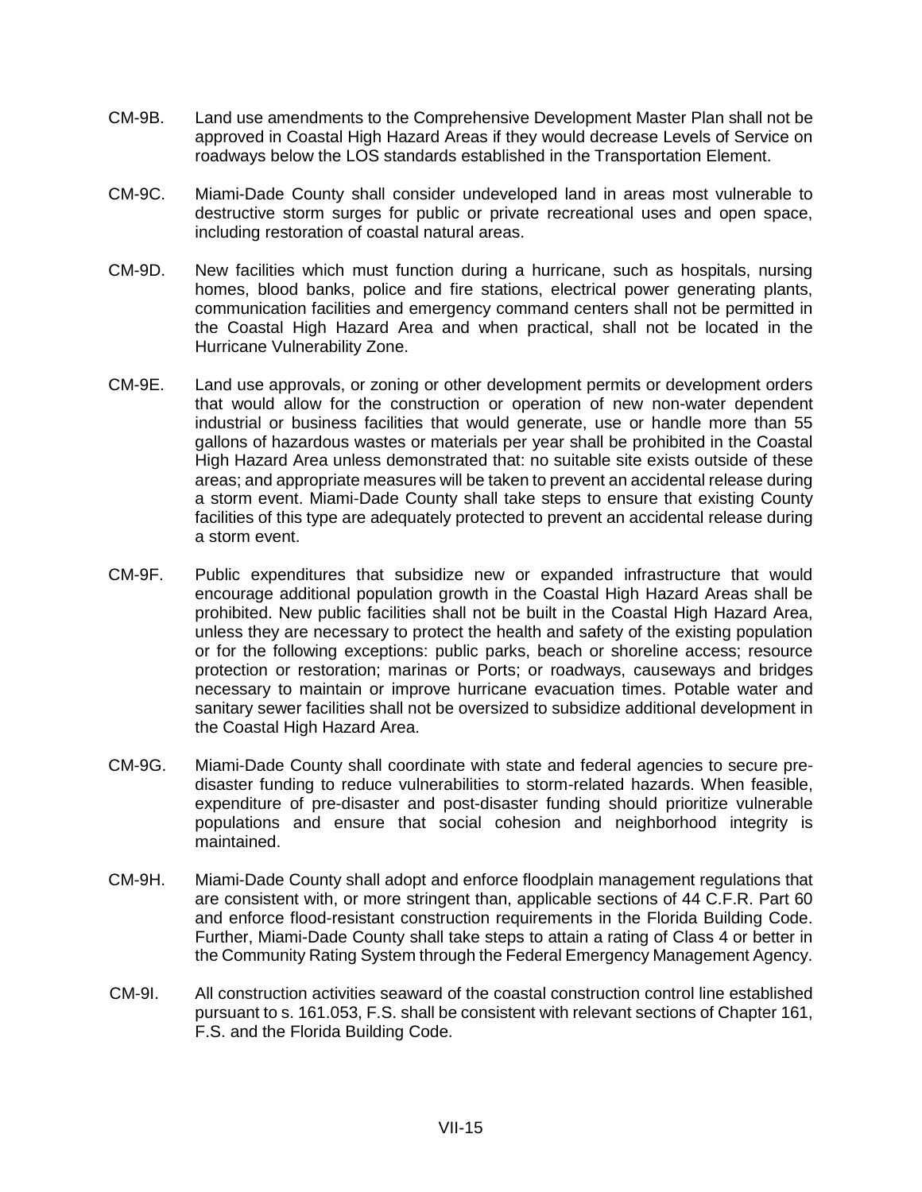CM-9B. Land use amendments to the Comprehensive Development Master Plan shall not be approved in Coastal High Hazard Areas if they would decrease Levels of Service on roadways below the LOS standards established in the Transportation Element.

CM-9C. Miami-Dade County shall consider undeveloped land in areas most vulnerable to destructive storm surges for public or private recreational uses and open space, including restoration of coastal natural areas.

CM-9D. New facilities which must function during a hurricane, such as hospitals, nursing homes, blood banks, police and fire stations, electrical power generating plants, communication facilities and emergency command centers shall not be permitted in the Coastal High Hazard Area and when practical, shall not be located in the Hurricane Vulnerability Zone.

CM-9E. Land use approvals, or zoning or other development permits or development orders that would allow for the construction or operation of new non-water dependent industrial or business facilities that would generate, use or handle more than 55 gallons of hazardous wastes or materials per year shall be prohibited in the Coastal High Hazard Area unless demonstrated that: no suitable site exists outside of these areas; and appropriate measures will be taken to prevent an accidental release during a storm event. Miami-Dade County shall take steps to ensure that existing County facilities of this type are adequately protected to prevent an accidental release during a storm event.

CM-9F. Public expenditures that subsidize new or expanded infrastructure that would encourage additional population growth in the Coastal High Hazard Areas shall be prohibited. New public facilities shall not be built in the Coastal High Hazard Area, unless they are necessary to protect the health and safety of the existing population or for the following exceptions: public parks, beach or shoreline access; resource protection or restoration; marinas or Ports; or roadways, causeways and bridges necessary to maintain or improve hurricane evacuation times. Potable water and sanitary sewer facilities shall not be oversized to subsidize additional development in the Coastal High Hazard Area.

CM-9G. Miami-Dade County shall coordinate with state and federal agencies to secure pre-disaster funding to reduce vulnerabilities to storm-related hazards. When feasible, expenditure of pre-disaster and post-disaster funding should prioritize vulnerable populations and ensure that social cohesion and neighborhood integrity is maintained.

CM-9H. Miami-Dade County shall adopt and enforce floodplain management regulations that are consistent with, or more stringent than, applicable sections of 44 C.F.R. Part 60 and enforce flood-resistant construction requirements in the Florida Building Code. Further, Miami-Dade County shall take steps to attain a rating of Class 4 or better in the Community Rating System through the Federal Emergency Management Agency.

CM-9I. All construction activities seaward of the coastal construction control line established pursuant to s. 161.053, F.S. shall be consistent with relevant sections of Chapter 161, F.S. and the Florida Building Code.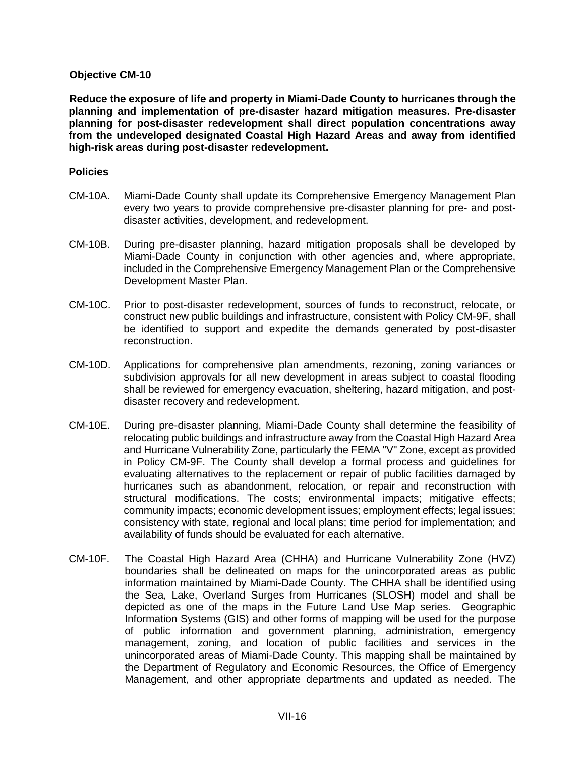**Objective CM-10**

**Reduce the exposure of life and property in Miami-Dade County to hurricanes through the planning and implementation of pre-disaster hazard mitigation measures. Pre-disaster planning for post-disaster redevelopment shall direct population concentrations away from the undeveloped designated Coastal High Hazard Areas and away from identified high-risk areas during post-disaster redevelopment.**

**Policies**

CM-10A. Miami-Dade County shall update its Comprehensive Emergency Management Plan every two years to provide comprehensive pre-disaster planning for pre- and post-disaster activities, development, and redevelopment.

CM-10B. During pre-disaster planning, hazard mitigation proposals shall be developed by Miami-Dade County in conjunction with other agencies and, where appropriate, included in the Comprehensive Emergency Management Plan or the Comprehensive Development Master Plan.

CM-10C. Prior to post-disaster redevelopment, sources of funds to reconstruct, relocate, or construct new public buildings and infrastructure, consistent with Policy CM-9F, shall be identified to support and expedite the demands generated by post-disaster reconstruction.

CM-10D. Applications for comprehensive plan amendments, rezoning, zoning variances or subdivision approvals for all new development in areas subject to coastal flooding shall be reviewed for emergency evacuation, sheltering, hazard mitigation, and post-disaster recovery and redevelopment.

CM-10E. During pre-disaster planning, Miami-Dade County shall determine the feasibility of relocating public buildings and infrastructure away from the Coastal High Hazard Area and Hurricane Vulnerability Zone, particularly the FEMA "V" Zone, except as provided in Policy CM-9F. The County shall develop a formal process and guidelines for evaluating alternatives to the replacement or repair of public facilities damaged by hurricanes such as abandonment, relocation, or repair and reconstruction with structural modifications. The costs; environmental impacts; mitigative effects; community impacts; economic development issues; employment effects; legal issues; consistency with state, regional and local plans; time period for implementation; and availability of funds should be evaluated for each alternative.

CM-10F. The Coastal High Hazard Area (CHHA) and Hurricane Vulnerability Zone (HVZ) boundaries shall be delineated on maps for the unincorporated areas as public information maintained by Miami-Dade County. The CHHA shall be identified using the Sea, Lake, Overland Surges from Hurricanes (SLOSH) model and shall be depicted as one of the maps in the Future Land Use Map series. Geographic Information Systems (GIS) and other forms of mapping will be used for the purpose of public information and government planning, administration, emergency management, zoning, and location of public facilities and services in the unincorporated areas of Miami-Dade County. This mapping shall be maintained by the Department of Regulatory and Economic Resources, the Office of Emergency Management, and other appropriate departments and updated as needed. The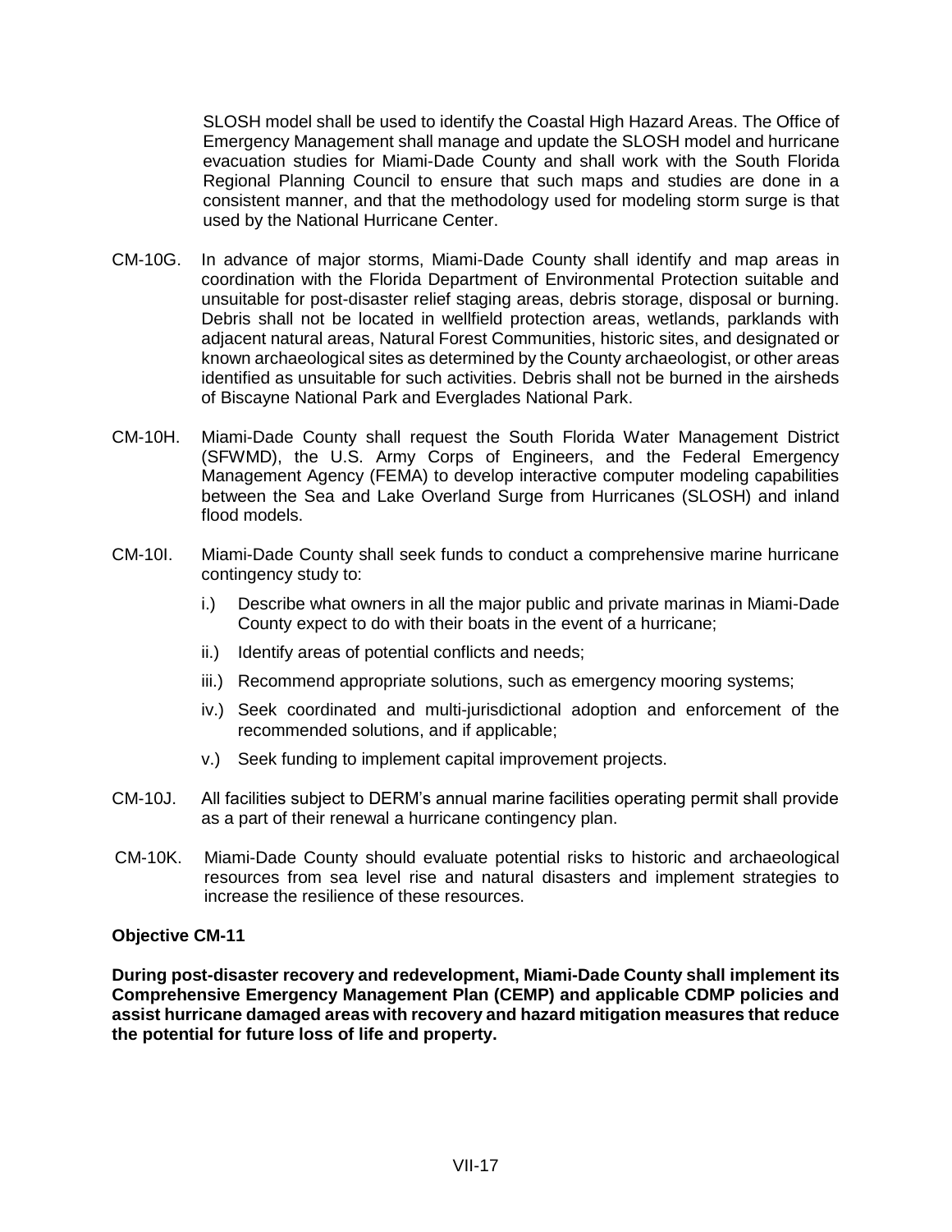SLOSH model shall be used to identify the Coastal High Hazard Areas. The Office of Emergency Management shall manage and update the SLOSH model and hurricane evacuation studies for Miami-Dade County and shall work with the South Florida Regional Planning Council to ensure that such maps and studies are done in a consistent manner, and that the methodology used for modeling storm surge is that used by the National Hurricane Center.

CM-10G. In advance of major storms, Miami-Dade County shall identify and map areas in coordination with the Florida Department of Environmental Protection suitable and unsuitable for post-disaster relief staging areas, debris storage, disposal or burning. Debris shall not be located in wellfield protection areas, wetlands, parklands with adjacent natural areas, Natural Forest Communities, historic sites, and designated or known archaeological sites as determined by the County archaeologist, or other areas identified as unsuitable for such activities. Debris shall not be burned in the airsheds of Biscayne National Park and Everglades National Park.

CM-10H. Miami-Dade County shall request the South Florida Water Management District (SFWMD), the U.S. Army Corps of Engineers, and the Federal Emergency Management Agency (FEMA) to develop interactive computer modeling capabilities between the Sea and Lake Overland Surge from Hurricanes (SLOSH) and inland flood models.

CM-10I. Miami-Dade County shall seek funds to conduct a comprehensive marine hurricane contingency study to:

i.) Describe what owners in all the major public and private marinas in Miami-Dade County expect to do with their boats in the event of a hurricane;

ii.) Identify areas of potential conflicts and needs;

iii.) Recommend appropriate solutions, such as emergency mooring systems;

iv.) Seek coordinated and multi-jurisdictional adoption and enforcement of the recommended solutions, and if applicable;

v.) Seek funding to implement capital improvement projects.

CM-10J. All facilities subject to DERM's annual marine facilities operating permit shall provide as a part of their renewal a hurricane contingency plan.

CM-10K. Miami-Dade County should evaluate potential risks to historic and archaeological resources from sea level rise and natural disasters and implement strategies to increase the resilience of these resources.

**Objective CM-11**

**During post-disaster recovery and redevelopment, Miami-Dade County shall implement its Comprehensive Emergency Management Plan (CEMP) and applicable CDMP policies and assist hurricane damaged areas with recovery and hazard mitigation measures that reduce the potential for future loss of life and property.**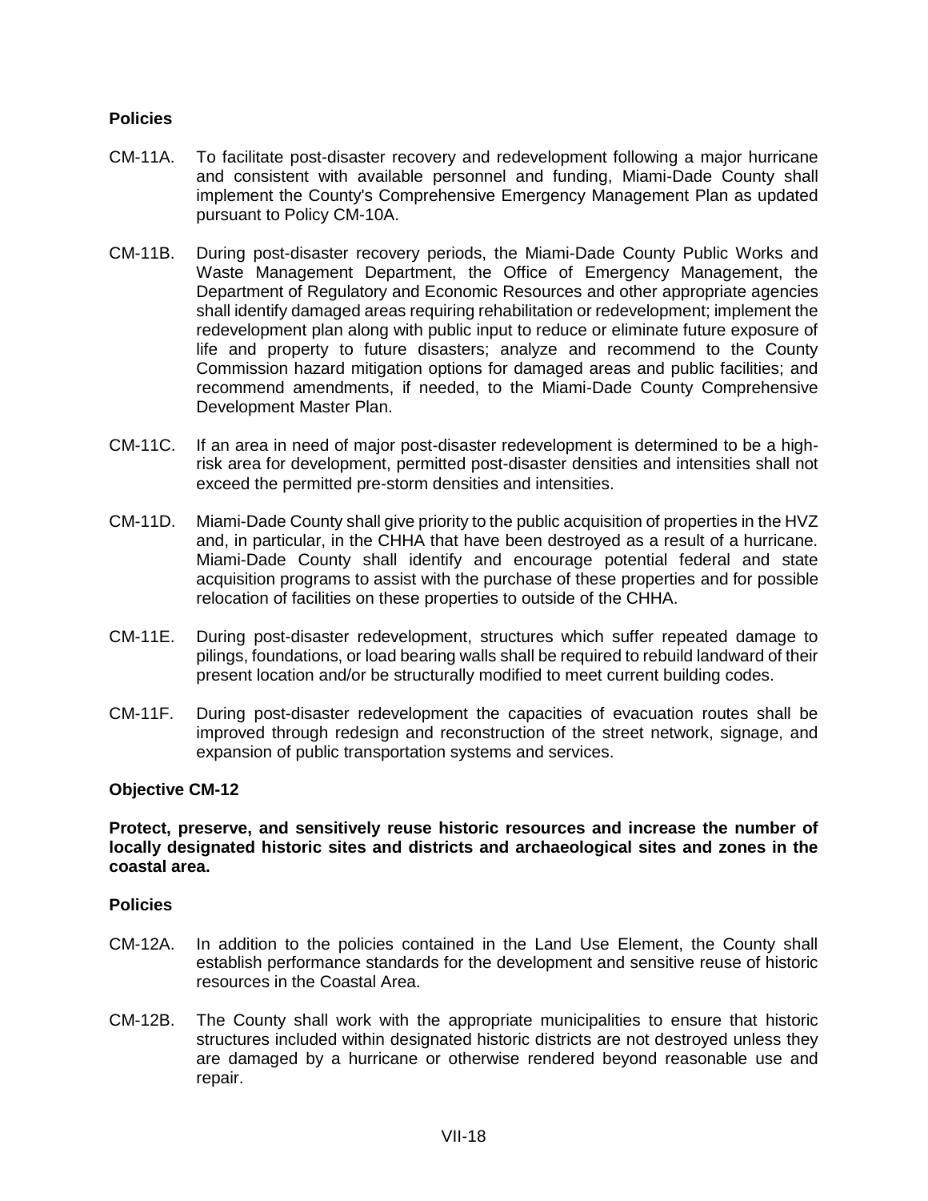**Policies**

CM-11A. To facilitate post-disaster recovery and redevelopment following a major hurricane and consistent with available personnel and funding, Miami-Dade County shall implement the County's Comprehensive Emergency Management Plan as updated pursuant to Policy CM-10A.

CM-11B. During post-disaster recovery periods, the Miami-Dade County Public Works and Waste Management Department, the Office of Emergency Management, the Department of Regulatory and Economic Resources and other appropriate agencies shall identify damaged areas requiring rehabilitation or redevelopment; implement the redevelopment plan along with public input to reduce or eliminate future exposure of life and property to future disasters; analyze and recommend to the County Commission hazard mitigation options for damaged areas and public facilities; and recommend amendments, if needed, to the Miami-Dade County Comprehensive Development Master Plan.

CM-11C. If an area in need of major post-disaster redevelopment is determined to be a high-risk area for development, permitted post-disaster densities and intensities shall not exceed the permitted pre-storm densities and intensities.

CM-11D. Miami-Dade County shall give priority to the public acquisition of properties in the HVZ and, in particular, in the CHHA that have been destroyed as a result of a hurricane. Miami-Dade County shall identify and encourage potential federal and state acquisition programs to assist with the purchase of these properties and for possible relocation of facilities on these properties to outside of the CHHA.

CM-11E. During post-disaster redevelopment, structures which suffer repeated damage to pilings, foundations, or load bearing walls shall be required to rebuild landward of their present location and/or be structurally modified to meet current building codes.

CM-11F. During post-disaster redevelopment the capacities of evacuation routes shall be improved through redesign and reconstruction of the street network, signage, and expansion of public transportation systems and services.

**Objective CM-12**

**Protect, preserve, and sensitively reuse historic resources and increase the number of locally designated historic sites and districts and archaeological sites and zones in the coastal area.**

**Policies**

CM-12A. In addition to the policies contained in the Land Use Element, the County shall establish performance standards for the development and sensitive reuse of historic resources in the Coastal Area.

CM-12B. The County shall work with the appropriate municipalities to ensure that historic structures included within designated historic districts are not destroyed unless they are damaged by a hurricane or otherwise rendered beyond reasonable use and repair.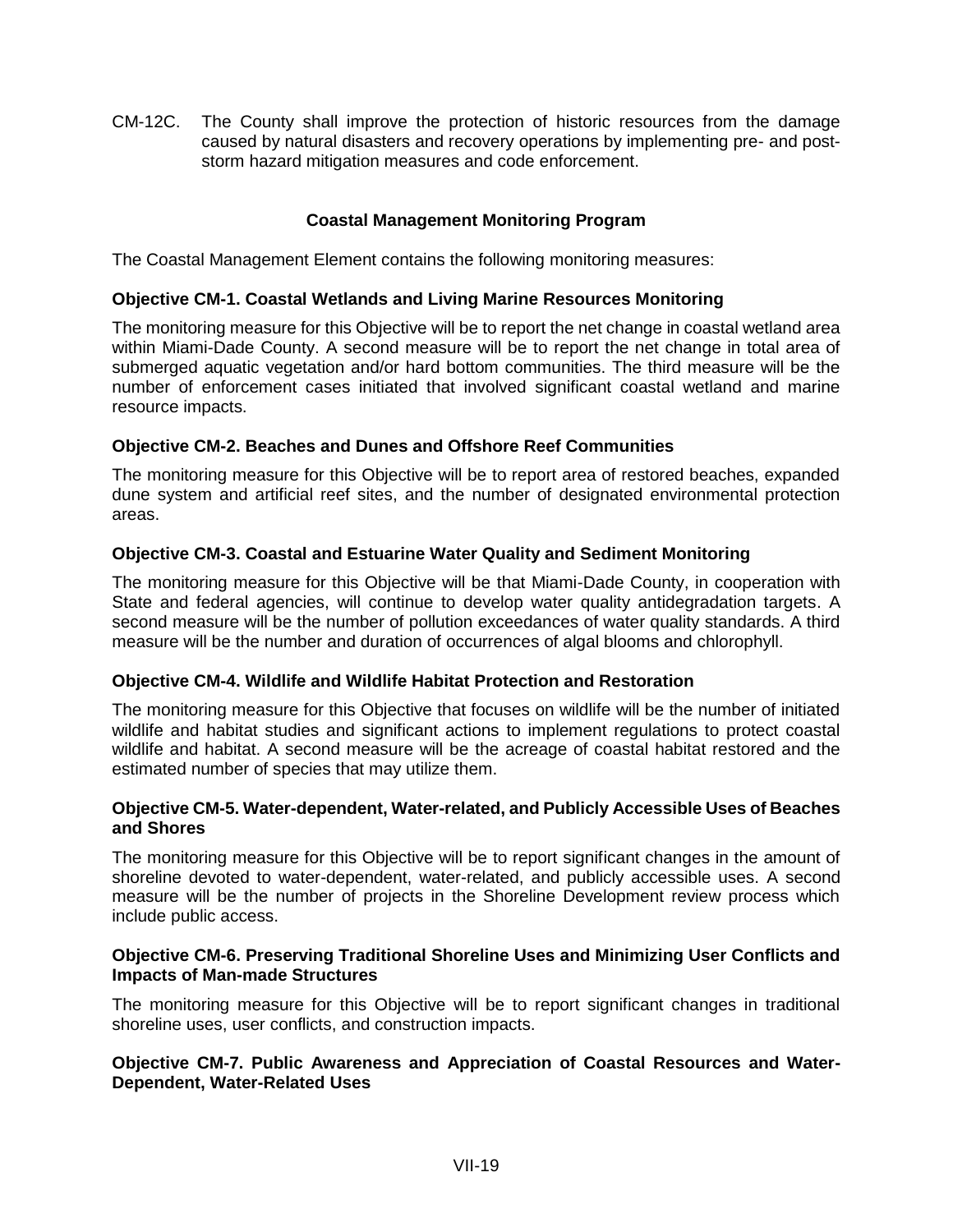CM-12C. The County shall improve the protection of historic resources from the damage caused by natural disasters and recovery operations by implementing pre- and post-storm hazard mitigation measures and code enforcement.

## Coastal Management Monitoring Program

The Coastal Management Element contains the following monitoring measures:

### Objective CM-1. Coastal Wetlands and Living Marine Resources Monitoring

The monitoring measure for this Objective will be to report the net change in coastal wetland area within Miami-Dade County. A second measure will be to report the net change in total area of submerged aquatic vegetation and/or hard bottom communities. The third measure will be the number of enforcement cases initiated that involved significant coastal wetland and marine resource impacts.

### Objective CM-2. Beaches and Dunes and Offshore Reef Communities

The monitoring measure for this Objective will be to report area of restored beaches, expanded dune system and artificial reef sites, and the number of designated environmental protection areas.

### Objective CM-3. Coastal and Estuarine Water Quality and Sediment Monitoring

The monitoring measure for this Objective will be that Miami-Dade County, in cooperation with State and federal agencies, will continue to develop water quality antidegradation targets. A second measure will be the number of pollution exceedances of water quality standards. A third measure will be the number and duration of occurrences of algal blooms and chlorophyll.

### Objective CM-4. Wildlife and Wildlife Habitat Protection and Restoration

The monitoring measure for this Objective that focuses on wildlife will be the number of initiated wildlife and habitat studies and significant actions to implement regulations to protect coastal wildlife and habitat. A second measure will be the acreage of coastal habitat restored and the estimated number of species that may utilize them.

### Objective CM-5. Water-dependent, Water-related, and Publicly Accessible Uses of Beaches and Shores

The monitoring measure for this Objective will be to report significant changes in the amount of shoreline devoted to water-dependent, water-related, and publicly accessible uses. A second measure will be the number of projects in the Shoreline Development review process which include public access.

### Objective CM-6. Preserving Traditional Shoreline Uses and Minimizing User Conflicts and Impacts of Man-made Structures

The monitoring measure for this Objective will be to report significant changes in traditional shoreline uses, user conflicts, and construction impacts.

### Objective CM-7. Public Awareness and Appreciation of Coastal Resources and Water-Dependent, Water-Related Uses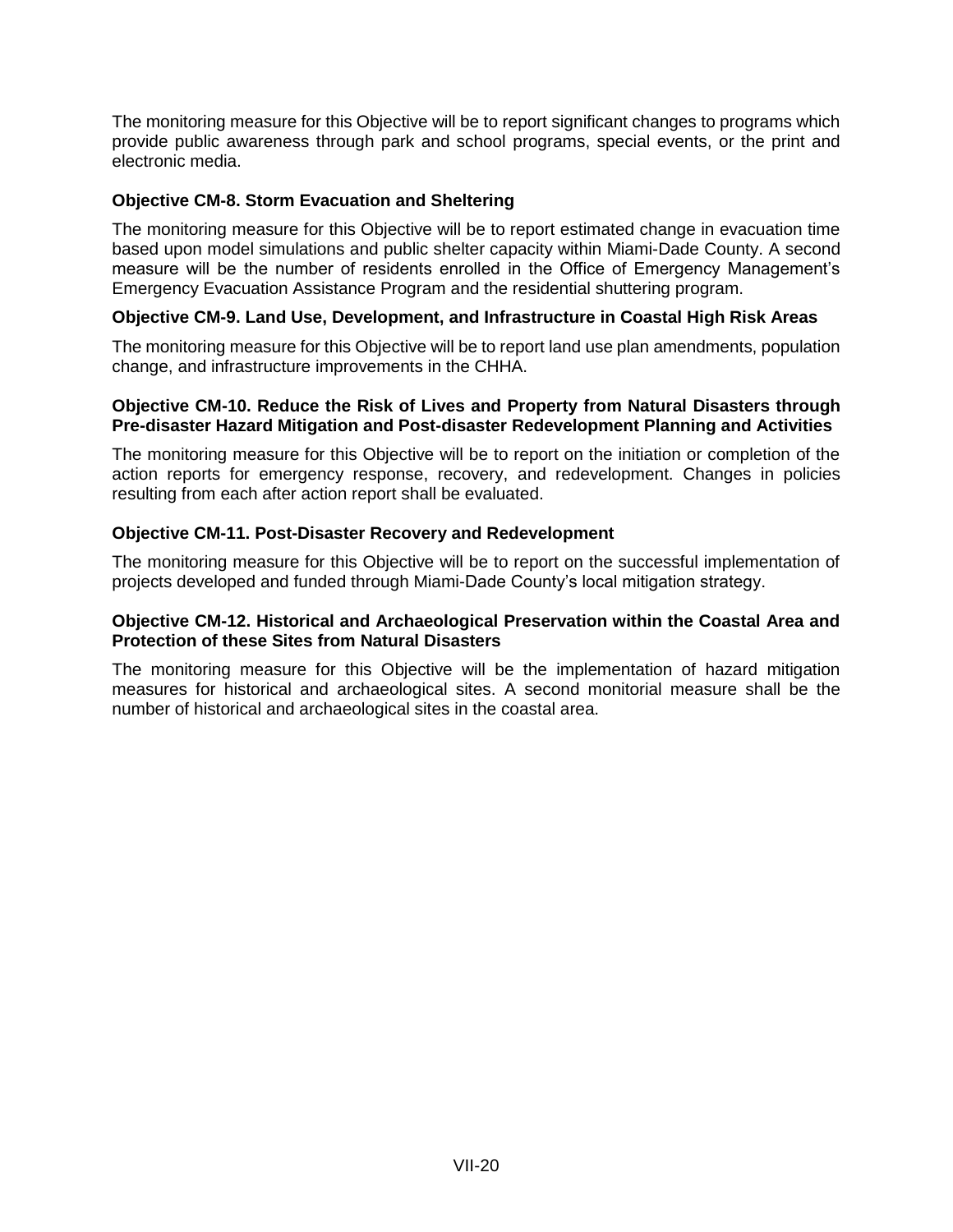The monitoring measure for this Objective will be to report significant changes to programs which provide public awareness through park and school programs, special events, or the print and electronic media.

### Objective CM-8. Storm Evacuation and Sheltering

The monitoring measure for this Objective will be to report estimated change in evacuation time based upon model simulations and public shelter capacity within Miami-Dade County. A second measure will be the number of residents enrolled in the Office of Emergency Management's Emergency Evacuation Assistance Program and the residential shuttering program.

### Objective CM-9. Land Use, Development, and Infrastructure in Coastal High Risk Areas

The monitoring measure for this Objective will be to report land use plan amendments, population change, and infrastructure improvements in the CHHA.

### Objective CM-10. Reduce the Risk of Lives and Property from Natural Disasters through Pre-disaster Hazard Mitigation and Post-disaster Redevelopment Planning and Activities

The monitoring measure for this Objective will be to report on the initiation or completion of the action reports for emergency response, recovery, and redevelopment. Changes in policies resulting from each after action report shall be evaluated.

### Objective CM-11. Post-Disaster Recovery and Redevelopment

The monitoring measure for this Objective will be to report on the successful implementation of projects developed and funded through Miami-Dade County's local mitigation strategy.

### Objective CM-12. Historical and Archaeological Preservation within the Coastal Area and Protection of these Sites from Natural Disasters

The monitoring measure for this Objective will be the implementation of hazard mitigation measures for historical and archaeological sites. A second monitorial measure shall be the number of historical and archaeological sites in the coastal area.